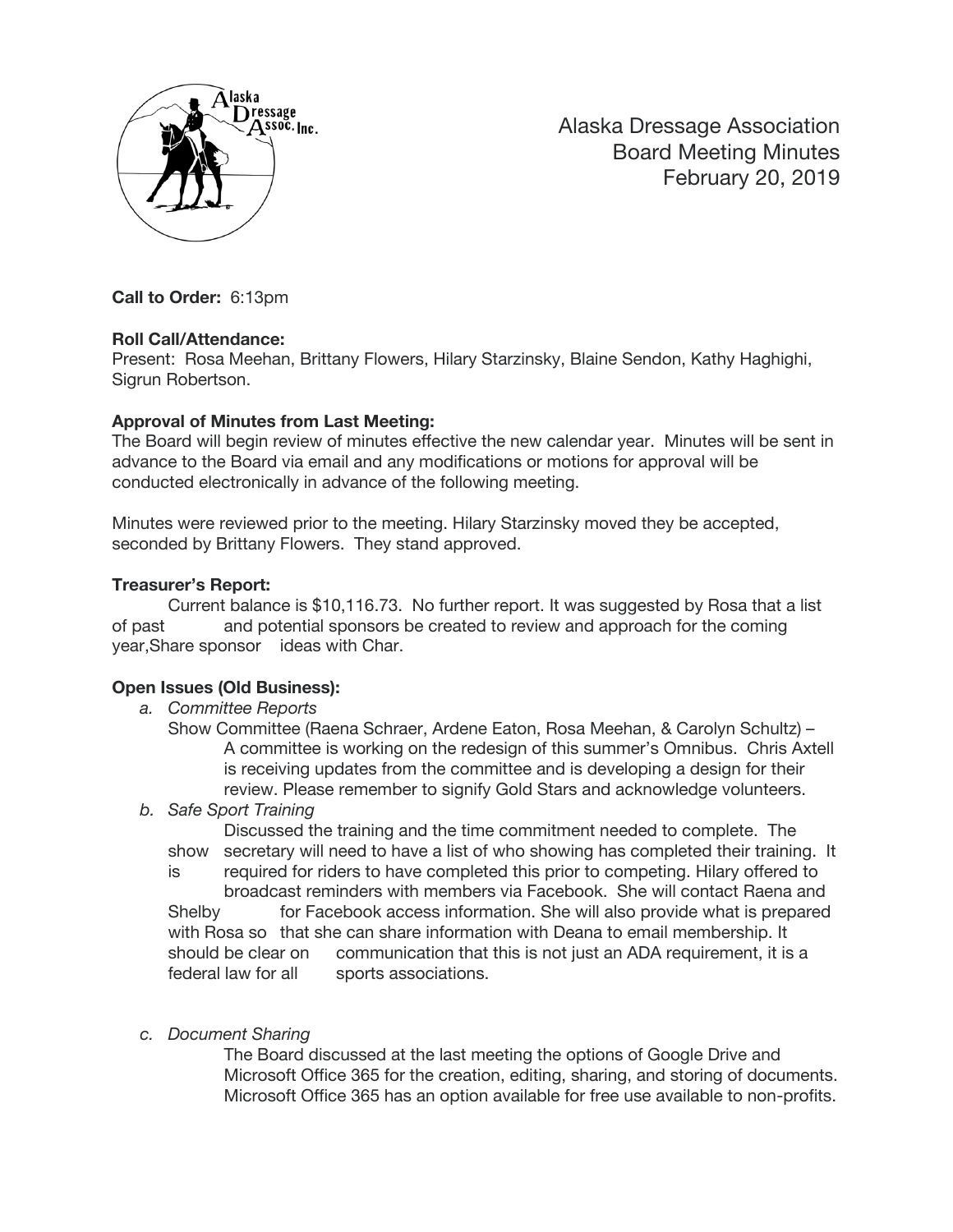Alaska Dressage Association
Board Meeting Minutes
February 20, 2019

**Call to Order:** 6:13pm

**Roll Call/Attendance:**
Present: Rosa Meehan, Brittany Flowers, Hilary Starzinsky, Blaine Sendon, Kathy Haghighi, Sigrun Robertson.

**Approval of Minutes from Last Meeting:**
The Board will begin review of minutes effective the new calendar year. Minutes will be sent in advance to the Board via email and any modifications or motions for approval will be conducted electronically in advance of the following meeting.

Minutes were reviewed prior to the meeting. Hilary Starzinsky moved they be accepted, seconded by Brittany Flowers. They stand approved.

**Treasurer's Report:**
Current balance is $10,116.73. No further report. It was suggested by Rosa that a list of past and potential sponsors be created to review and approach for the coming year,Share sponsor ideas with Char.

**Open Issues (Old Business):**

*a. Committee Reports*

Show Committee (Raena Schraer, Ardene Eaton, Rosa Meehan, & Carolyn Schultz) – A committee is working on the redesign of this summer's Omnibus. Chris Axtell is receiving updates from the committee and is developing a design for their review. Please remember to signify Gold Stars and acknowledge volunteers.

*b. Safe Sport Training*

Discussed the training and the time commitment needed to complete. The show secretary will need to have a list of who showing has completed their training. It is required for riders to have completed this prior to competing. Hilary offered to broadcast reminders with members via Facebook. She will contact Raena and Shelby for Facebook access information. She will also provide what is prepared with Rosa so that she can share information with Deana to email membership. It should be clear on communication that this is not just an ADA requirement, it is a federal law for all sports associations.

*c. Document Sharing*

The Board discussed at the last meeting the options of Google Drive and Microsoft Office 365 for the creation, editing, sharing, and storing of documents. Microsoft Office 365 has an option available for free use available to non-profits.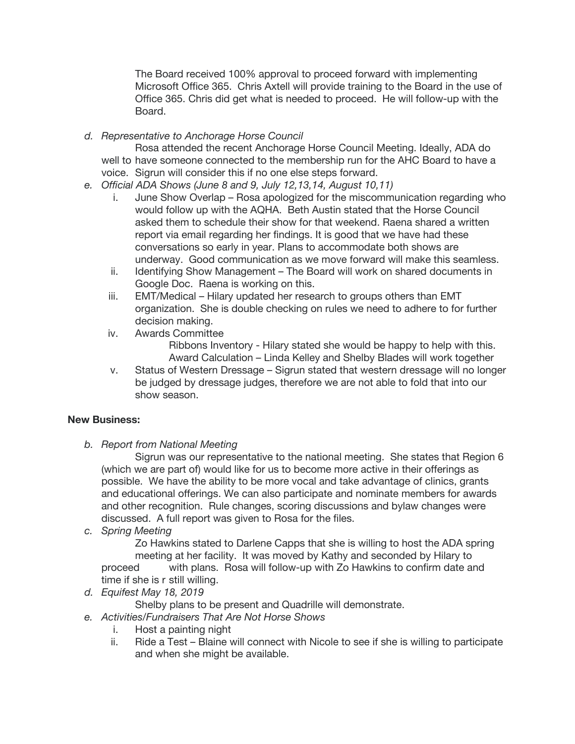The Board received 100% approval to proceed forward with implementing Microsoft Office 365. Chris Axtell will provide training to the Board in the use of Office 365. Chris did get what is needed to proceed. He will follow-up with the Board.

*d. Representative to Anchorage Horse Council*

Rosa attended the recent Anchorage Horse Council Meeting. Ideally, ADA do well to have someone connected to the membership run for the AHC Board to have a voice. Sigrun will consider this if no one else steps forward.

*e. Official ADA Shows (June 8 and 9, July 12,13,14, August 10,11)*

i. June Show Overlap – Rosa apologized for the miscommunication regarding who would follow up with the AQHA. Beth Austin stated that the Horse Council asked them to schedule their show for that weekend. Raena shared a written report via email regarding her findings. It is good that we have had these conversations so early in year. Plans to accommodate both shows are underway. Good communication as we move forward will make this seamless.

ii. Identifying Show Management – The Board will work on shared documents in Google Doc. Raena is working on this.

iii. EMT/Medical – Hilary updated her research to groups others than EMT organization. She is double checking on rules we need to adhere to for further decision making.

iv. Awards Committee

Ribbons Inventory - Hilary stated she would be happy to help with this.
Award Calculation – Linda Kelley and Shelby Blades will work together

v. Status of Western Dressage – Sigrun stated that western dressage will no longer be judged by dressage judges, therefore we are not able to fold that into our show season.

**New Business:**

*b. Report from National Meeting*

Sigrun was our representative to the national meeting. She states that Region 6 (which we are part of) would like for us to become more active in their offerings as possible. We have the ability to be more vocal and take advantage of clinics, grants and educational offerings. We can also participate and nominate members for awards and other recognition. Rule changes, scoring discussions and bylaw changes were discussed. A full report was given to Rosa for the files.

*c. Spring Meeting*

Zo Hawkins stated to Darlene Capps that she is willing to host the ADA spring meeting at her facility. It was moved by Kathy and seconded by Hilary to proceed with plans. Rosa will follow-up with Zo Hawkins to confirm date and time if she is r still willing.

*d. Equifest May 18, 2019*

Shelby plans to be present and Quadrille will demonstrate.

*e. Activities/Fundraisers That Are Not Horse Shows*

i. Host a painting night

ii. Ride a Test – Blaine will connect with Nicole to see if she is willing to participate and when she might be available.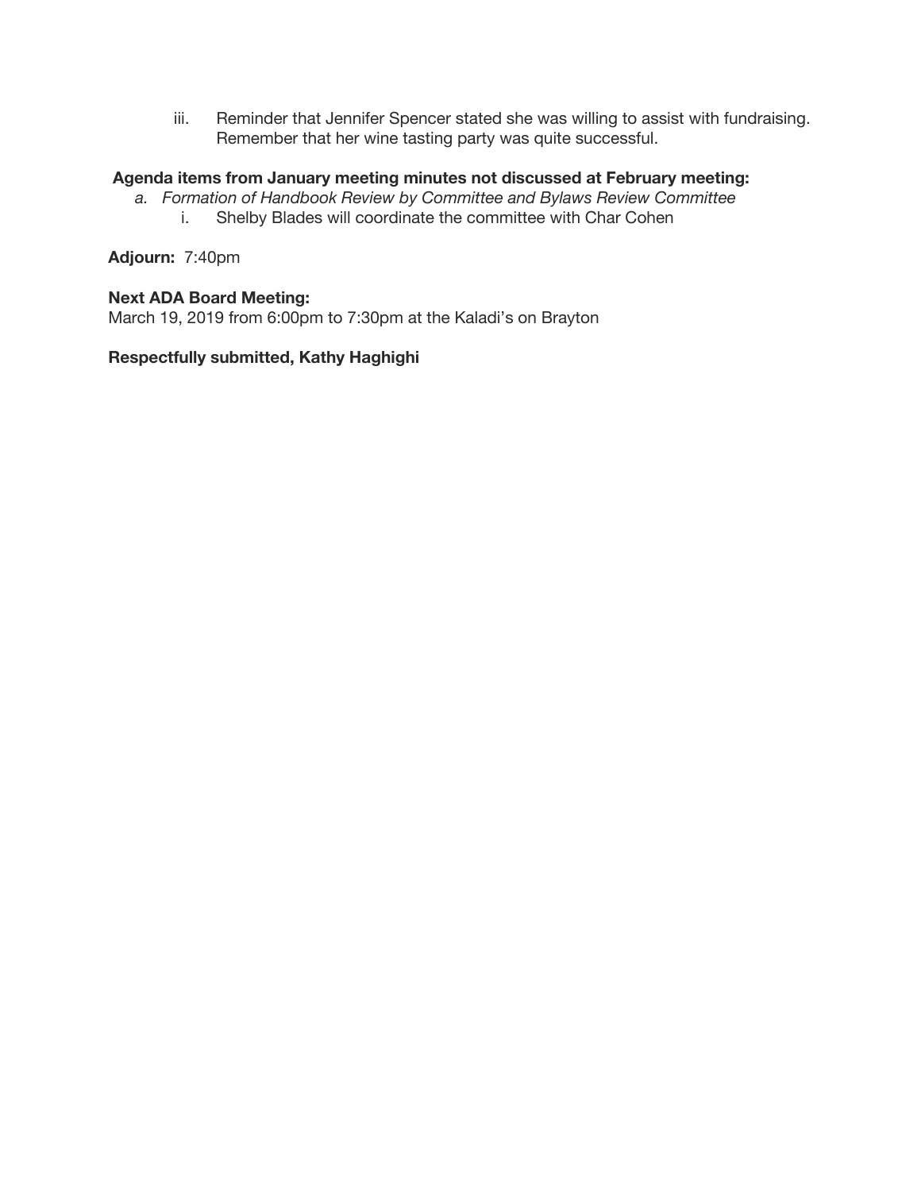iii. Reminder that Jennifer Spencer stated she was willing to assist with fundraising. Remember that her wine tasting party was quite successful.

**Agenda items from January meeting minutes not discussed at February meeting:**

a. *Formation of Handbook Review by Committee and Bylaws Review Committee*

   i. Shelby Blades will coordinate the committee with Char Cohen

**Adjourn:** 7:40pm

**Next ADA Board Meeting:**
March 19, 2019 from 6:00pm to 7:30pm at the Kaladi's on Brayton

**Respectfully submitted, Kathy Haghighi**